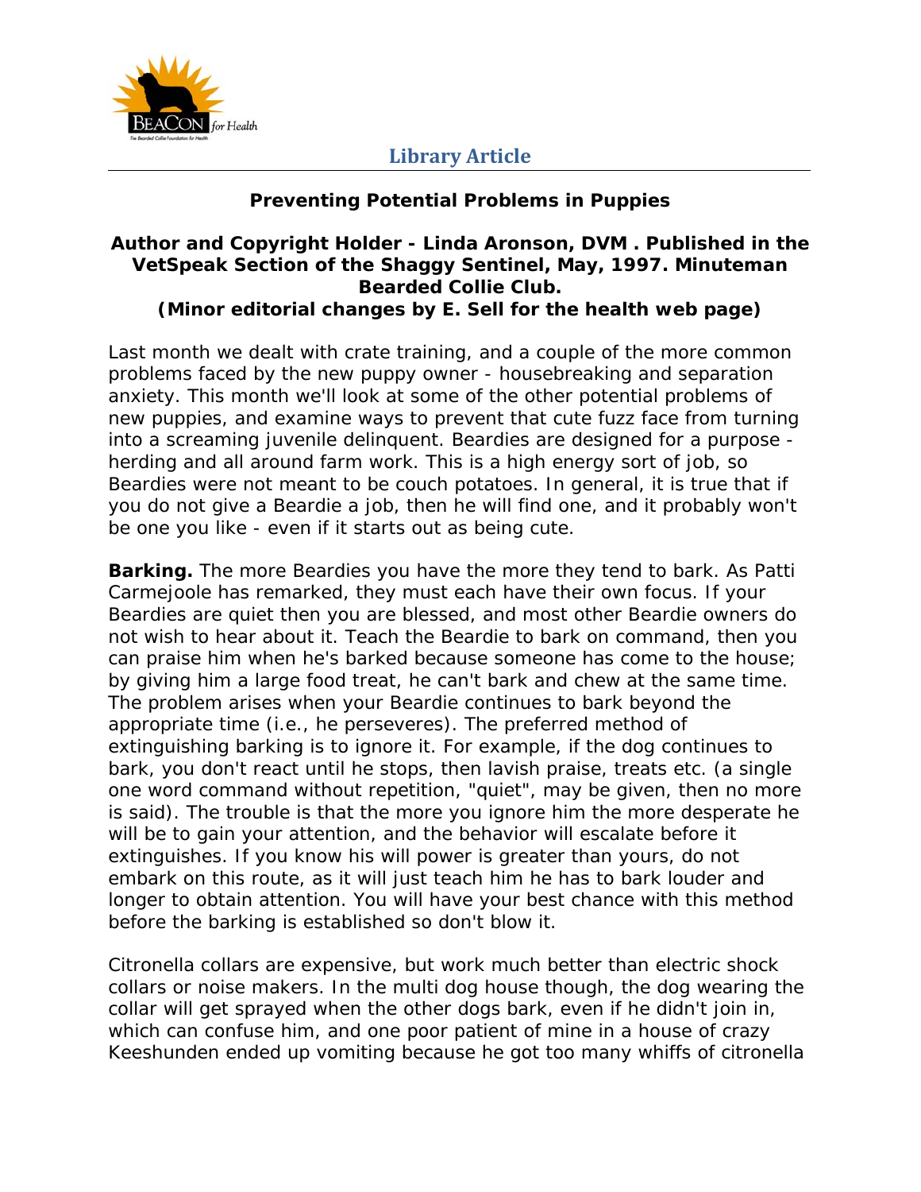## Library Article

### Preventing Potential Problems in Puppies

**Author and Copyright Holder - Linda Aronson, DVM . Published in the VetSpeak Section of the Shaggy Sentinel, May, 1997. Minuteman Bearded Collie Club.**
**(Minor editorial changes by E. Sell for the health web page)**

Last month we dealt with crate training, and a couple of the more common problems faced by the new puppy owner - housebreaking and separation anxiety. This month we'll look at some of the other potential problems of new puppies, and examine ways to prevent that cute fuzz face from turning into a screaming juvenile delinquent. Beardies are designed for a purpose - herding and all around farm work. This is a high energy sort of job, so Beardies were not meant to be couch potatoes. In general, it is true that if you do not give a Beardie a job, then he will find one, and it probably won't be one you like - even if it starts out as being cute.

**Barking.** The more Beardies you have the more they tend to bark. As Patti Carmejoole has remarked, they must each have their own focus. If your Beardies are quiet then you are blessed, and most other Beardie owners do not wish to hear about it. Teach the Beardie to bark on command, then you can praise him when he's barked because someone has come to the house; by giving him a large food treat, he can't bark and chew at the same time. The problem arises when your Beardie continues to bark beyond the appropriate time (i.e., he perseveres). The preferred method of extinguishing barking is to ignore it. For example, if the dog continues to bark, you don't react until he stops, then lavish praise, treats etc. (a single one word command without repetition, "quiet", may be given, then no more is said). The trouble is that the more you ignore him the more desperate he will be to gain your attention, and the behavior will escalate before it extinguishes. If you know his will power is greater than yours, do not embark on this route, as it will just teach him he has to bark louder and longer to obtain attention. You will have your best chance with this method before the barking is established so don't blow it.

Citronella collars are expensive, but work much better than electric shock collars or noise makers. In the multi dog house though, the dog wearing the collar will get sprayed when the other dogs bark, even if he didn't join in, which can confuse him, and one poor patient of mine in a house of crazy Keeshunden ended up vomiting because he got too many whiffs of citronella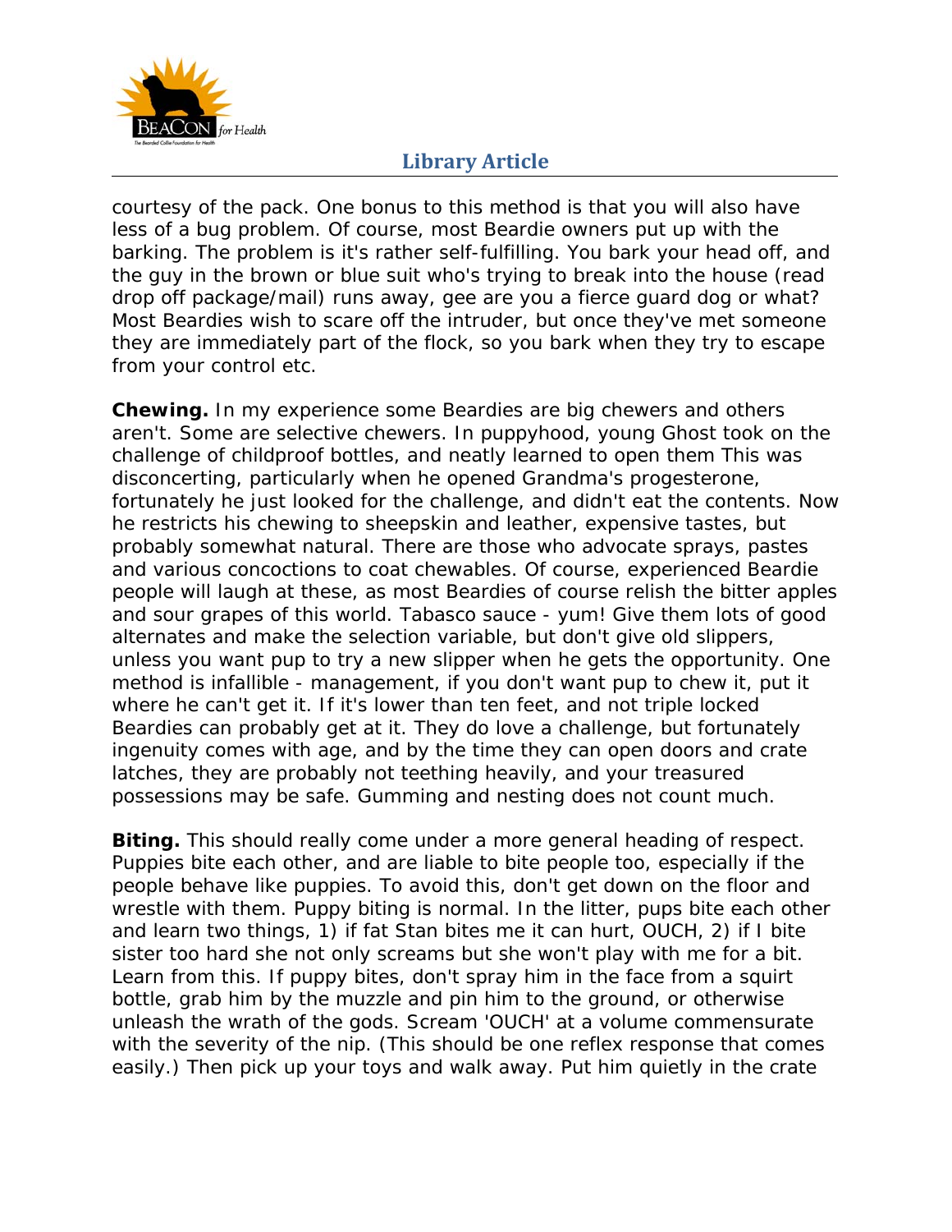courtesy of the pack. One bonus to this method is that you will also have less of a bug problem. Of course, most Beardie owners put up with the barking. The problem is it's rather self-fulfilling. You bark your head off, and the guy in the brown or blue suit who's trying to break into the house (read drop off package/mail) runs away, gee are you a fierce guard dog or what? Most Beardies wish to scare off the intruder, but once they've met someone they are immediately part of the flock, so you bark when they try to escape from your control etc.

**Chewing.** In my experience some Beardies are big chewers and others aren't. Some are selective chewers. In puppyhood, young Ghost took on the challenge of childproof bottles, and neatly learned to open them This was disconcerting, particularly when he opened Grandma's progesterone, fortunately he just looked for the challenge, and didn't eat the contents. Now he restricts his chewing to sheepskin and leather, expensive tastes, but probably somewhat natural. There are those who advocate sprays, pastes and various concoctions to coat chewables. Of course, experienced Beardie people will laugh at these, as most Beardies of course relish the bitter apples and sour grapes of this world. Tabasco sauce - yum! Give them lots of good alternates and make the selection variable, but don't give old slippers, unless you want pup to try a new slipper when he gets the opportunity. One method is infallible - management, if you don't want pup to chew it, put it where he can't get it. If it's lower than ten feet, and not triple locked Beardies can probably get at it. They do love a challenge, but fortunately ingenuity comes with age, and by the time they can open doors and crate latches, they are probably not teething heavily, and your treasured possessions may be safe. Gumming and nesting does not count much.

**Biting.** This should really come under a more general heading of respect. Puppies bite each other, and are liable to bite people too, especially if the people behave like puppies. To avoid this, don't get down on the floor and wrestle with them. Puppy biting is normal. In the litter, pups bite each other and learn two things, 1) if fat Stan bites me it can hurt, OUCH, 2) if I bite sister too hard she not only screams but she won't play with me for a bit. Learn from this. If puppy bites, don't spray him in the face from a squirt bottle, grab him by the muzzle and pin him to the ground, or otherwise unleash the wrath of the gods. Scream 'OUCH' at a volume commensurate with the severity of the nip. (This should be one reflex response that comes easily.) Then pick up your toys and walk away. Put him quietly in the crate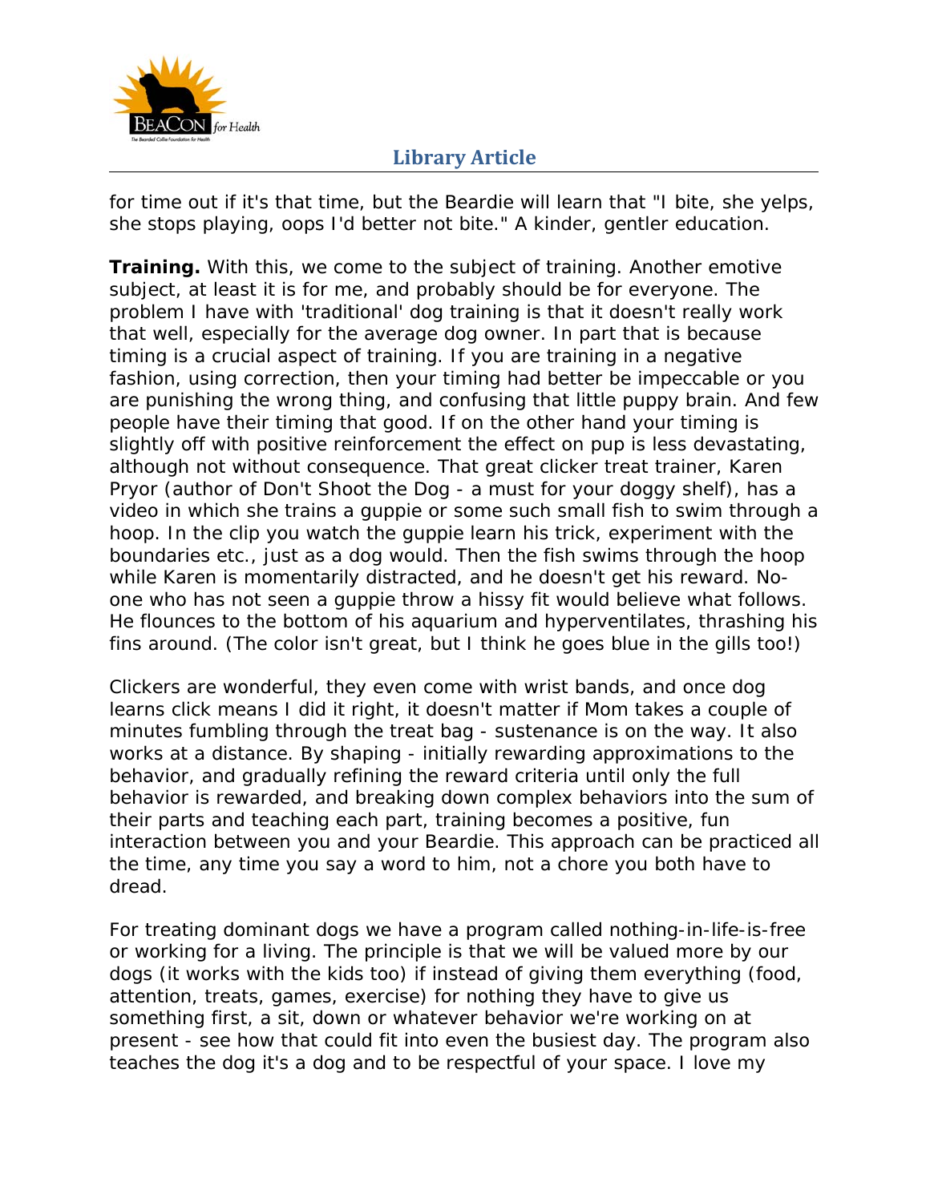for time out if it's that time, but the Beardie will learn that "I bite, she yelps, she stops playing, oops I'd better not bite." A kinder, gentler education.

**Training.** With this, we come to the subject of training. Another emotive subject, at least it is for me, and probably should be for everyone. The problem I have with 'traditional' dog training is that it doesn't really work that well, especially for the average dog owner. In part that is because timing is a crucial aspect of training. If you are training in a negative fashion, using correction, then your timing had better be impeccable or you are punishing the wrong thing, and confusing that little puppy brain. And few people have their timing that good. If on the other hand your timing is slightly off with positive reinforcement the effect on pup is less devastating, although not without consequence. That great clicker treat trainer, Karen Pryor (author of Don't Shoot the Dog - a must for your doggy shelf), has a video in which she trains a guppie or some such small fish to swim through a hoop. In the clip you watch the guppie learn his trick, experiment with the boundaries etc., just as a dog would. Then the fish swims through the hoop while Karen is momentarily distracted, and he doesn't get his reward. No-one who has not seen a guppie throw a hissy fit would believe what follows. He flounces to the bottom of his aquarium and hyperventilates, thrashing his fins around. (The color isn't great, but I think he goes blue in the gills too!)

Clickers are wonderful, they even come with wrist bands, and once dog learns click means I did it right, it doesn't matter if Mom takes a couple of minutes fumbling through the treat bag - sustenance is on the way. It also works at a distance. By shaping - initially rewarding approximations to the behavior, and gradually refining the reward criteria until only the full behavior is rewarded, and breaking down complex behaviors into the sum of their parts and teaching each part, training becomes a positive, fun interaction between you and your Beardie. This approach can be practiced all the time, any time you say a word to him, not a chore you both have to dread.

For treating dominant dogs we have a program called nothing-in-life-is-free or working for a living. The principle is that we will be valued more by our dogs (it works with the kids too) if instead of giving them everything (food, attention, treats, games, exercise) for nothing they have to give us something first, a sit, down or whatever behavior we're working on at present - see how that could fit into even the busiest day. The program also teaches the dog it's a dog and to be respectful of your space. I love my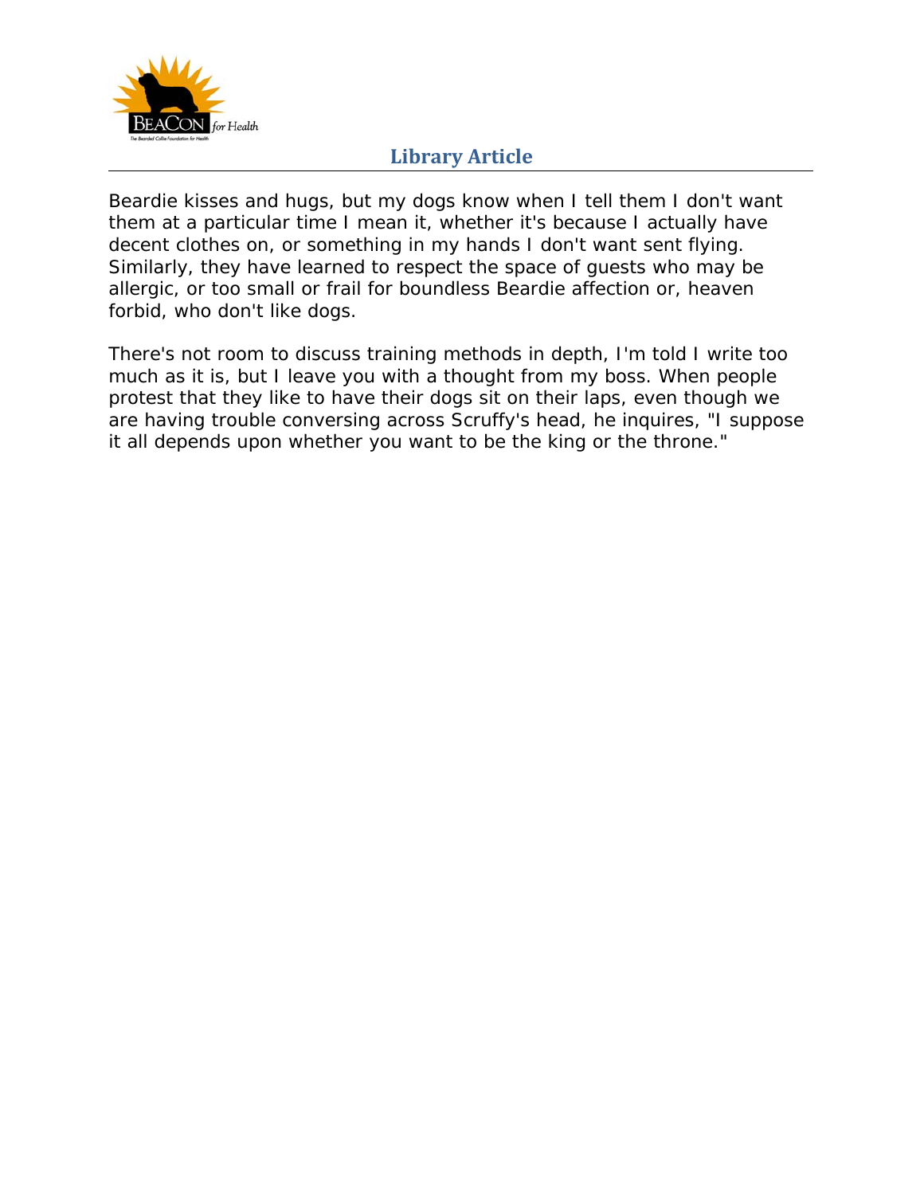Beardie kisses and hugs, but my dogs know when I tell them I don't want them at a particular time I mean it, whether it's because I actually have decent clothes on, or something in my hands I don't want sent flying. Similarly, they have learned to respect the space of guests who may be allergic, or too small or frail for boundless Beardie affection or, heaven forbid, who don't like dogs.

There's not room to discuss training methods in depth, I'm told I write too much as it is, but I leave you with a thought from my boss. When people protest that they like to have their dogs sit on their laps, even though we are having trouble conversing across Scruffy's head, he inquires, "I suppose it all depends upon whether you want to be the king or the throne."